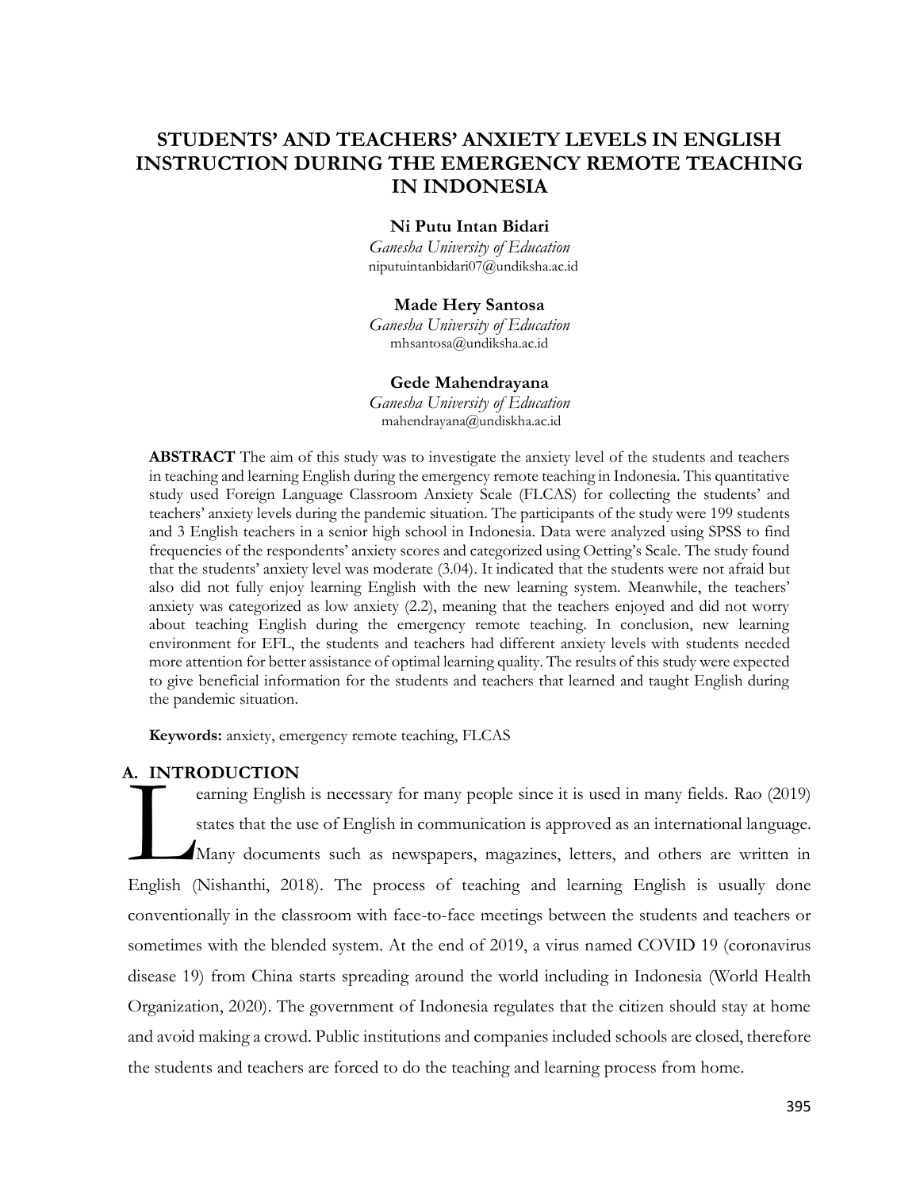# STUDENTS' AND TEACHERS' ANXIETY LEVELS IN ENGLISH INSTRUCTION DURING THE EMERGENCY REMOTE TEACHING IN INDONESIA

**Ni Putu Intan Bidari**
*Ganesha University of Education*
niputuintanbidari07@undiksha.ac.id

**Made Hery Santosa**
*Ganesha University of Education*
mhsantosa@undiksha.ac.id

**Gede Mahendrayana**
*Ganesha University of Education*
mahendrayana@undiskha.ac.id

**ABSTRACT** The aim of this study was to investigate the anxiety level of the students and teachers in teaching and learning English during the emergency remote teaching in Indonesia. This quantitative study used Foreign Language Classroom Anxiety Scale (FLCAS) for collecting the students' and teachers' anxiety levels during the pandemic situation. The participants of the study were 199 students and 3 English teachers in a senior high school in Indonesia. Data were analyzed using SPSS to find frequencies of the respondents' anxiety scores and categorized using Oetting's Scale. The study found that the students' anxiety level was moderate (3.04). It indicated that the students were not afraid but also did not fully enjoy learning English with the new learning system. Meanwhile, the teachers' anxiety was categorized as low anxiety (2.2), meaning that the teachers enjoyed and did not worry about teaching English during the emergency remote teaching. In conclusion, new learning environment for EFL, the students and teachers had different anxiety levels with students needed more attention for better assistance of optimal learning quality. The results of this study were expected to give beneficial information for the students and teachers that learned and taught English during the pandemic situation.

**Keywords:** anxiety, emergency remote teaching, FLCAS

## A. INTRODUCTION

Learning English is necessary for many people since it is used in many fields. Rao (2019) states that the use of English in communication is approved as an international language. Many documents such as newspapers, magazines, letters, and others are written in English (Nishanthi, 2018). The process of teaching and learning English is usually done conventionally in the classroom with face-to-face meetings between the students and teachers or sometimes with the blended system. At the end of 2019, a virus named COVID 19 (coronavirus disease 19) from China starts spreading around the world including in Indonesia (World Health Organization, 2020). The government of Indonesia regulates that the citizen should stay at home and avoid making a crowd. Public institutions and companies included schools are closed, therefore the students and teachers are forced to do the teaching and learning process from home.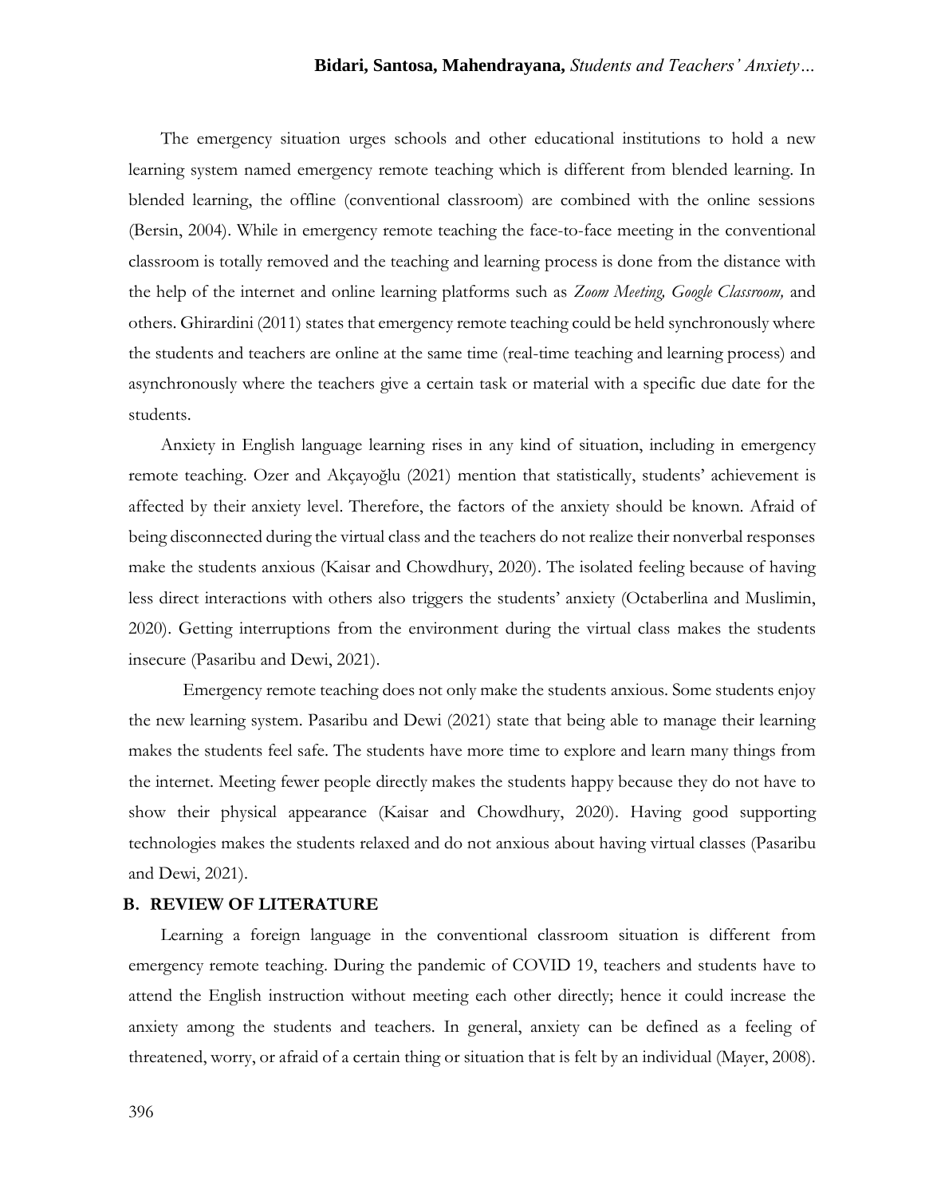The emergency situation urges schools and other educational institutions to hold a new learning system named emergency remote teaching which is different from blended learning. In blended learning, the offline (conventional classroom) are combined with the online sessions (Bersin, 2004). While in emergency remote teaching the face-to-face meeting in the conventional classroom is totally removed and the teaching and learning process is done from the distance with the help of the internet and online learning platforms such as *Zoom Meeting, Google Classroom,* and others. Ghirardini (2011) states that emergency remote teaching could be held synchronously where the students and teachers are online at the same time (real-time teaching and learning process) and asynchronously where the teachers give a certain task or material with a specific due date for the students.

Anxiety in English language learning rises in any kind of situation, including in emergency remote teaching. Ozer and Akçayoğlu (2021) mention that statistically, students' achievement is affected by their anxiety level. Therefore, the factors of the anxiety should be known. Afraid of being disconnected during the virtual class and the teachers do not realize their nonverbal responses make the students anxious (Kaisar and Chowdhury, 2020). The isolated feeling because of having less direct interactions with others also triggers the students' anxiety (Octaberlina and Muslimin, 2020). Getting interruptions from the environment during the virtual class makes the students insecure (Pasaribu and Dewi, 2021).

Emergency remote teaching does not only make the students anxious. Some students enjoy the new learning system. Pasaribu and Dewi (2021) state that being able to manage their learning makes the students feel safe. The students have more time to explore and learn many things from the internet. Meeting fewer people directly makes the students happy because they do not have to show their physical appearance (Kaisar and Chowdhury, 2020). Having good supporting technologies makes the students relaxed and do not anxious about having virtual classes (Pasaribu and Dewi, 2021).

## B. REVIEW OF LITERATURE

Learning a foreign language in the conventional classroom situation is different from emergency remote teaching. During the pandemic of COVID 19, teachers and students have to attend the English instruction without meeting each other directly; hence it could increase the anxiety among the students and teachers. In general, anxiety can be defined as a feeling of threatened, worry, or afraid of a certain thing or situation that is felt by an individual (Mayer, 2008).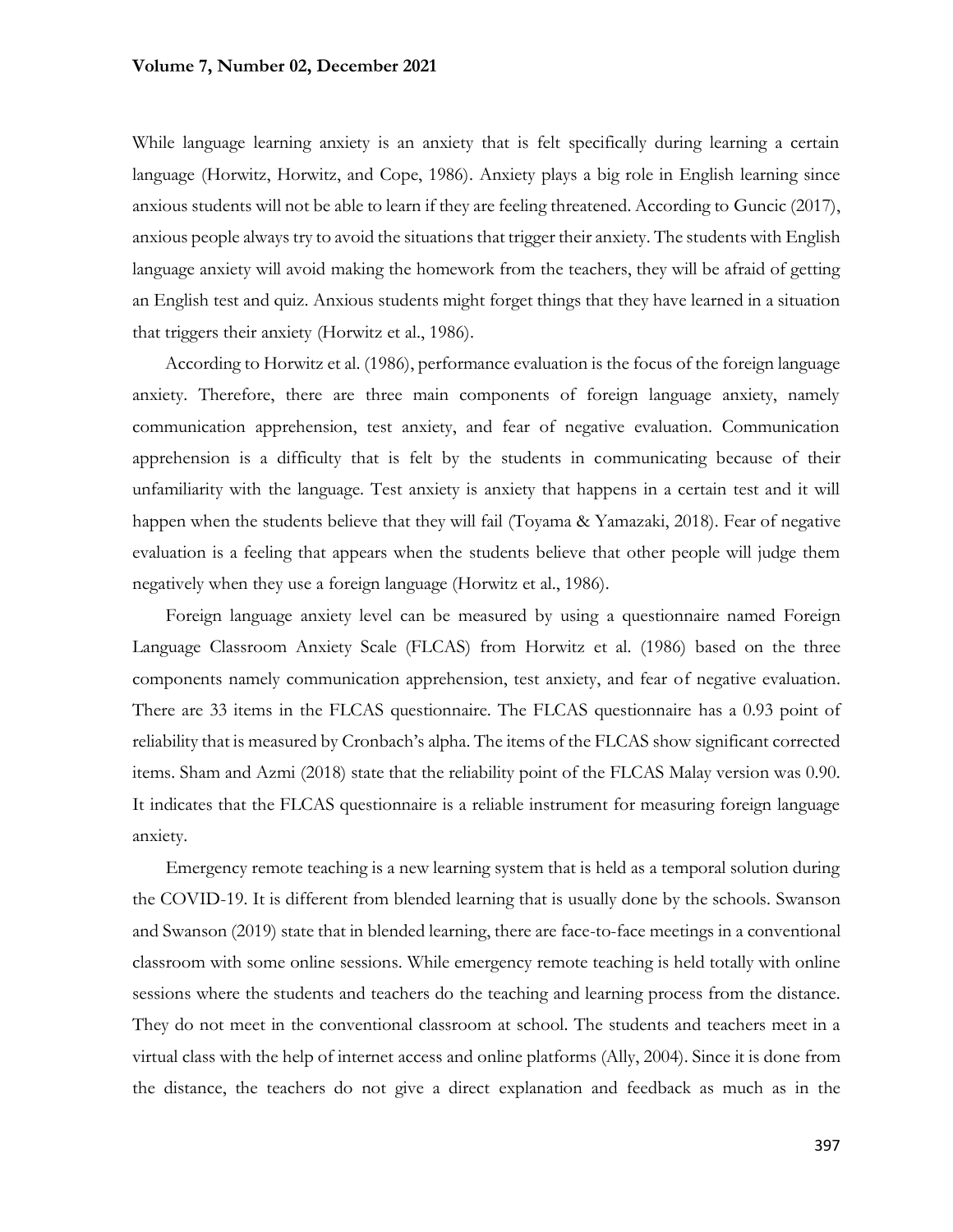While language learning anxiety is an anxiety that is felt specifically during learning a certain language (Horwitz, Horwitz, and Cope, 1986). Anxiety plays a big role in English learning since anxious students will not be able to learn if they are feeling threatened. According to Guncic (2017), anxious people always try to avoid the situations that trigger their anxiety. The students with English language anxiety will avoid making the homework from the teachers, they will be afraid of getting an English test and quiz. Anxious students might forget things that they have learned in a situation that triggers their anxiety (Horwitz et al., 1986).

According to Horwitz et al. (1986), performance evaluation is the focus of the foreign language anxiety. Therefore, there are three main components of foreign language anxiety, namely communication apprehension, test anxiety, and fear of negative evaluation. Communication apprehension is a difficulty that is felt by the students in communicating because of their unfamiliarity with the language. Test anxiety is anxiety that happens in a certain test and it will happen when the students believe that they will fail (Toyama & Yamazaki, 2018). Fear of negative evaluation is a feeling that appears when the students believe that other people will judge them negatively when they use a foreign language (Horwitz et al., 1986).

Foreign language anxiety level can be measured by using a questionnaire named Foreign Language Classroom Anxiety Scale (FLCAS) from Horwitz et al. (1986) based on the three components namely communication apprehension, test anxiety, and fear of negative evaluation. There are 33 items in the FLCAS questionnaire. The FLCAS questionnaire has a 0.93 point of reliability that is measured by Cronbach's alpha. The items of the FLCAS show significant corrected items. Sham and Azmi (2018) state that the reliability point of the FLCAS Malay version was 0.90. It indicates that the FLCAS questionnaire is a reliable instrument for measuring foreign language anxiety.

Emergency remote teaching is a new learning system that is held as a temporal solution during the COVID-19. It is different from blended learning that is usually done by the schools. Swanson and Swanson (2019) state that in blended learning, there are face-to-face meetings in a conventional classroom with some online sessions. While emergency remote teaching is held totally with online sessions where the students and teachers do the teaching and learning process from the distance. They do not meet in the conventional classroom at school. The students and teachers meet in a virtual class with the help of internet access and online platforms (Ally, 2004). Since it is done from the distance, the teachers do not give a direct explanation and feedback as much as in the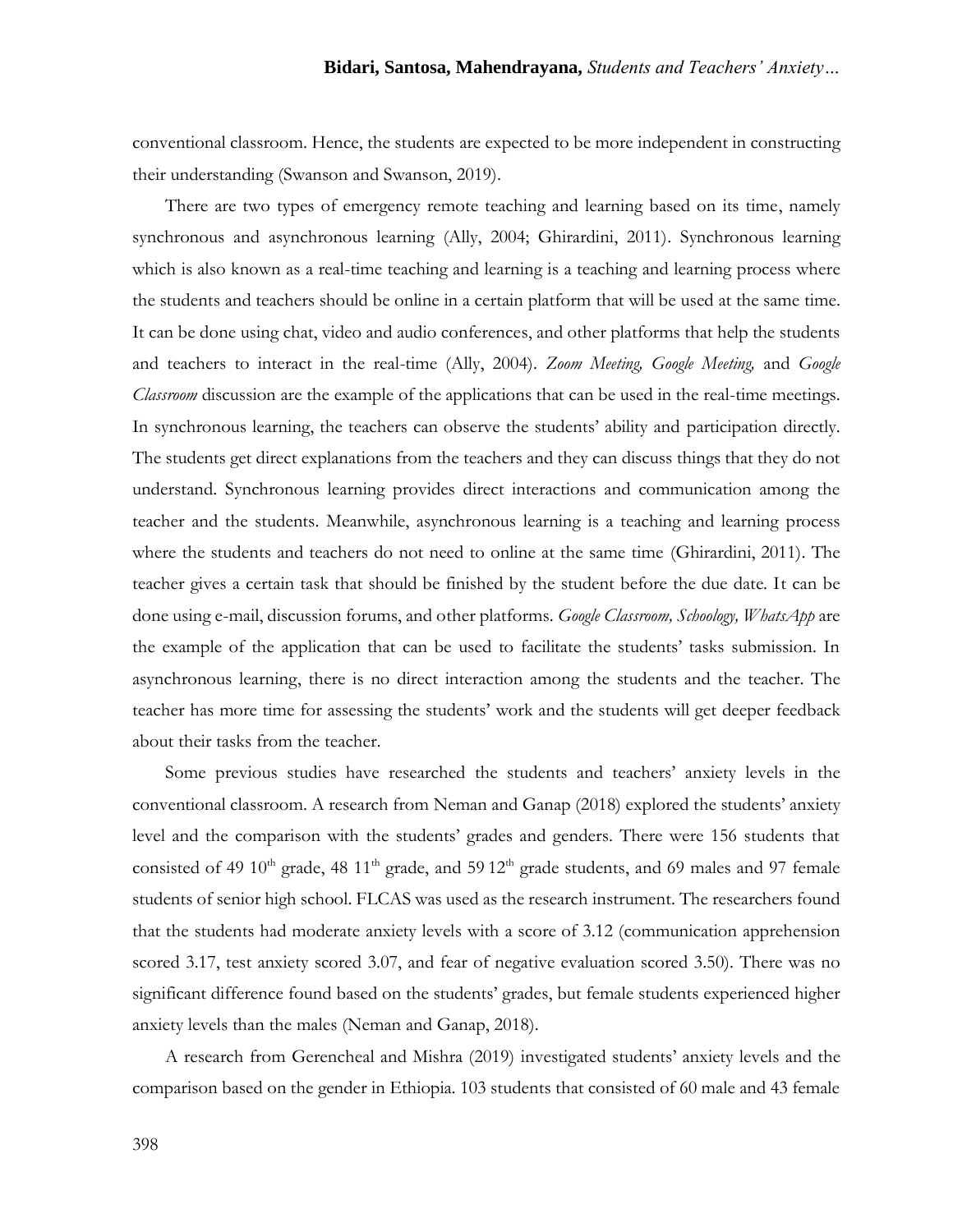conventional classroom. Hence, the students are expected to be more independent in constructing their understanding (Swanson and Swanson, 2019).

There are two types of emergency remote teaching and learning based on its time, namely synchronous and asynchronous learning (Ally, 2004; Ghirardini, 2011). Synchronous learning which is also known as a real-time teaching and learning is a teaching and learning process where the students and teachers should be online in a certain platform that will be used at the same time. It can be done using chat, video and audio conferences, and other platforms that help the students and teachers to interact in the real-time (Ally, 2004). *Zoom Meeting, Google Meeting,* and *Google Classroom* discussion are the example of the applications that can be used in the real-time meetings. In synchronous learning, the teachers can observe the students' ability and participation directly. The students get direct explanations from the teachers and they can discuss things that they do not understand. Synchronous learning provides direct interactions and communication among the teacher and the students. Meanwhile, asynchronous learning is a teaching and learning process where the students and teachers do not need to online at the same time (Ghirardini, 2011). The teacher gives a certain task that should be finished by the student before the due date. It can be done using e-mail, discussion forums, and other platforms. *Google Classroom, Schoology, WhatsApp* are the example of the application that can be used to facilitate the students' tasks submission. In asynchronous learning, there is no direct interaction among the students and the teacher. The teacher has more time for assessing the students' work and the students will get deeper feedback about their tasks from the teacher.

Some previous studies have researched the students and teachers' anxiety levels in the conventional classroom. A research from Neman and Ganap (2018) explored the students' anxiety level and the comparison with the students' grades and genders. There were 156 students that consisted of 49 10$^{th}$ grade, 48 11$^{th}$ grade, and 59 12$^{th}$ grade students, and 69 males and 97 female students of senior high school. FLCAS was used as the research instrument. The researchers found that the students had moderate anxiety levels with a score of 3.12 (communication apprehension scored 3.17, test anxiety scored 3.07, and fear of negative evaluation scored 3.50). There was no significant difference found based on the students' grades, but female students experienced higher anxiety levels than the males (Neman and Ganap, 2018).

A research from Gerencheal and Mishra (2019) investigated students' anxiety levels and the comparison based on the gender in Ethiopia. 103 students that consisted of 60 male and 43 female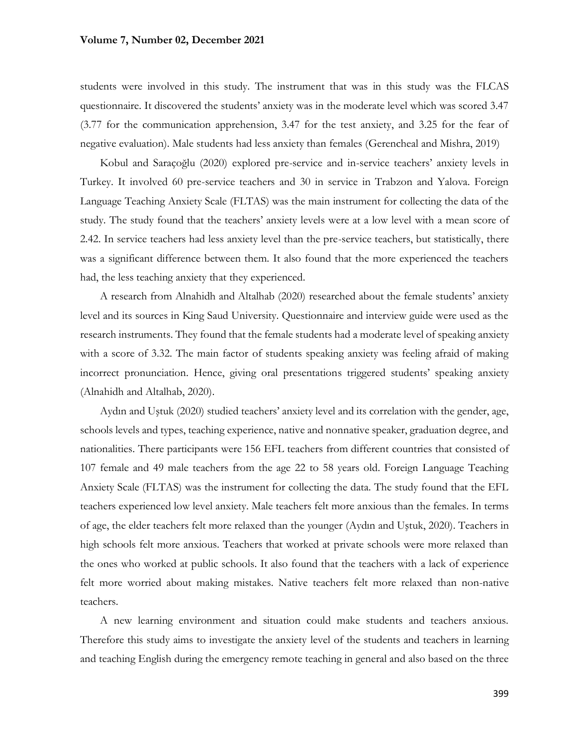students were involved in this study. The instrument that was in this study was the FLCAS questionnaire. It discovered the students' anxiety was in the moderate level which was scored 3.47 (3.77 for the communication apprehension, 3.47 for the test anxiety, and 3.25 for the fear of negative evaluation). Male students had less anxiety than females (Gerencheal and Mishra, 2019)

Kobul and Saraçoğlu (2020) explored pre-service and in-service teachers' anxiety levels in Turkey. It involved 60 pre-service teachers and 30 in service in Trabzon and Yalova. Foreign Language Teaching Anxiety Scale (FLTAS) was the main instrument for collecting the data of the study. The study found that the teachers' anxiety levels were at a low level with a mean score of 2.42. In service teachers had less anxiety level than the pre-service teachers, but statistically, there was a significant difference between them. It also found that the more experienced the teachers had, the less teaching anxiety that they experienced.

A research from Alnahidh and Altalhab (2020) researched about the female students' anxiety level and its sources in King Saud University. Questionnaire and interview guide were used as the research instruments. They found that the female students had a moderate level of speaking anxiety with a score of 3.32. The main factor of students speaking anxiety was feeling afraid of making incorrect pronunciation. Hence, giving oral presentations triggered students' speaking anxiety (Alnahidh and Altalhab, 2020).

Aydın and Uştuk (2020) studied teachers' anxiety level and its correlation with the gender, age, schools levels and types, teaching experience, native and nonnative speaker, graduation degree, and nationalities. There participants were 156 EFL teachers from different countries that consisted of 107 female and 49 male teachers from the age 22 to 58 years old. Foreign Language Teaching Anxiety Scale (FLTAS) was the instrument for collecting the data. The study found that the EFL teachers experienced low level anxiety. Male teachers felt more anxious than the females. In terms of age, the elder teachers felt more relaxed than the younger (Aydın and Uştuk, 2020). Teachers in high schools felt more anxious. Teachers that worked at private schools were more relaxed than the ones who worked at public schools. It also found that the teachers with a lack of experience felt more worried about making mistakes. Native teachers felt more relaxed than non-native teachers.

A new learning environment and situation could make students and teachers anxious. Therefore this study aims to investigate the anxiety level of the students and teachers in learning and teaching English during the emergency remote teaching in general and also based on the three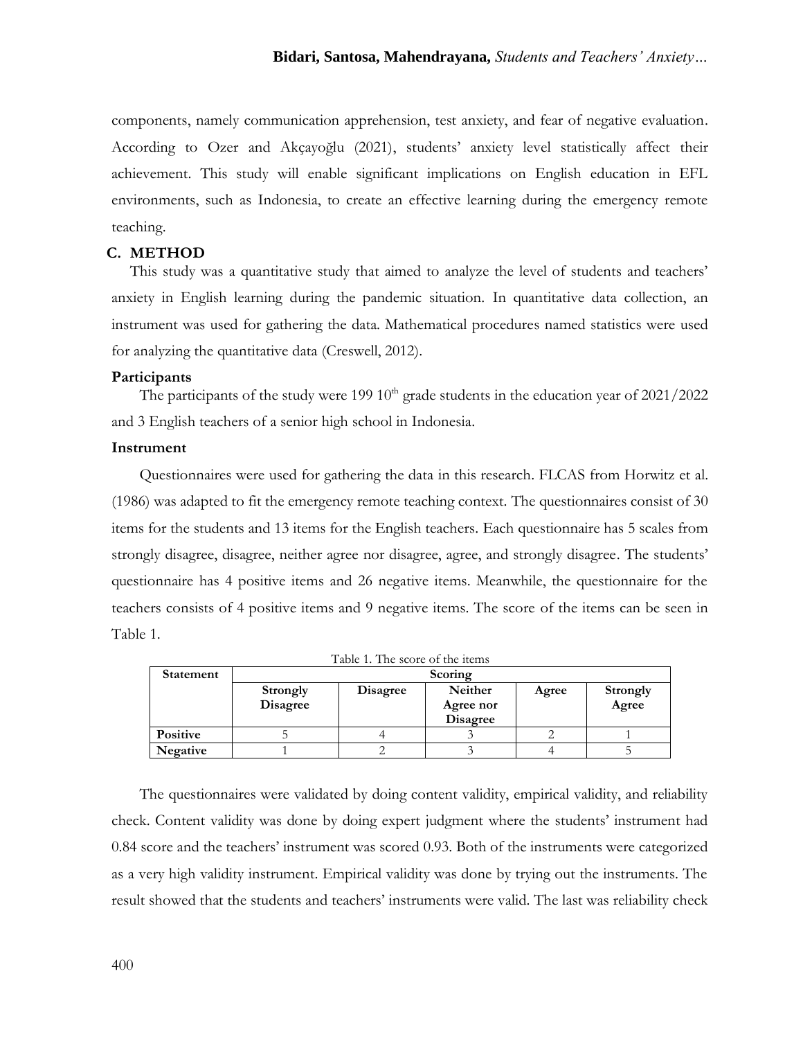components, namely communication apprehension, test anxiety, and fear of negative evaluation. According to Ozer and Akçayoğlu (2021), students' anxiety level statistically affect their achievement. This study will enable significant implications on English education in EFL environments, such as Indonesia, to create an effective learning during the emergency remote teaching.

## C. METHOD

This study was a quantitative study that aimed to analyze the level of students and teachers' anxiety in English learning during the pandemic situation. In quantitative data collection, an instrument was used for gathering the data. Mathematical procedures named statistics were used for analyzing the quantitative data (Creswell, 2012).

### Participants

The participants of the study were 199 10th grade students in the education year of 2021/2022 and 3 English teachers of a senior high school in Indonesia.

### Instrument

Questionnaires were used for gathering the data in this research. FLCAS from Horwitz et al. (1986) was adapted to fit the emergency remote teaching context. The questionnaires consist of 30 items for the students and 13 items for the English teachers. Each questionnaire has 5 scales from strongly disagree, disagree, neither agree nor disagree, agree, and strongly disagree. The students' questionnaire has 4 positive items and 26 negative items. Meanwhile, the questionnaire for the teachers consists of 4 positive items and 9 negative items. The score of the items can be seen in Table 1.

Table 1. The score of the items

| Statement | Scoring | | | | |
|---|---|---|---|---|---|
| | Strongly Disagree | Disagree | Neither Agree nor Disagree | Agree | Strongly Agree |
| Positive | 5 | 4 | 3 | 2 | 1 |
| Negative | 1 | 2 | 3 | 4 | 5 |

The questionnaires were validated by doing content validity, empirical validity, and reliability check. Content validity was done by doing expert judgment where the students' instrument had 0.84 score and the teachers' instrument was scored 0.93. Both of the instruments were categorized as a very high validity instrument. Empirical validity was done by trying out the instruments. The result showed that the students and teachers' instruments were valid. The last was reliability check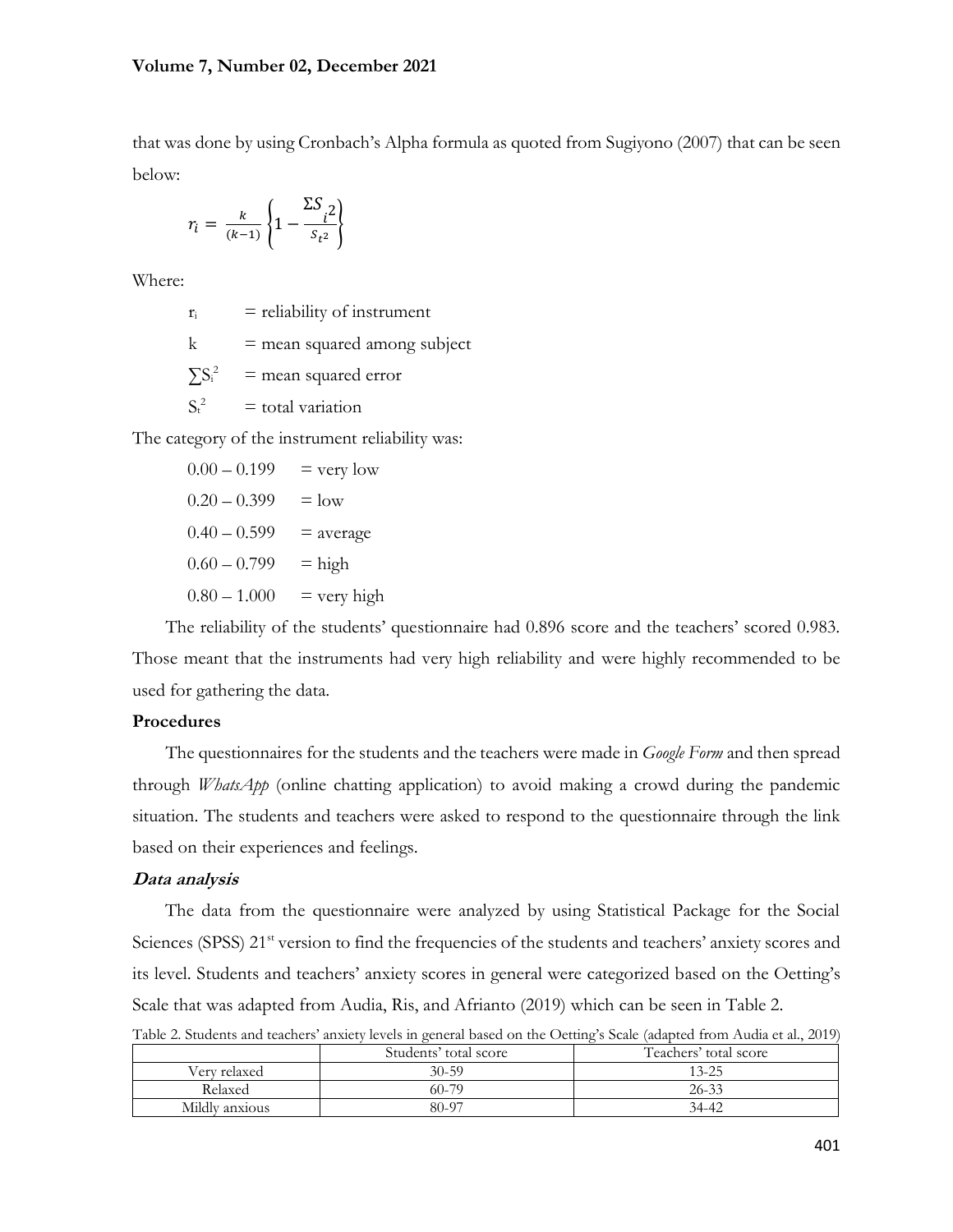that was done by using Cronbach's Alpha formula as quoted from Sugiyono (2007) that can be seen below:

$$r_i = \frac{k}{(k-1)} \left\{ 1 - \frac{\Sigma S_i^2}{S_t^2} \right\}$$

Where:

$r_i$ = reliability of instrument

k = mean squared among subject

$\sum S_i^2$ = mean squared error

$S_t^2$ = total variation

The category of the instrument reliability was:

0.00 – 0.199 = very low

0.20 – 0.399 = low

0.40 – 0.599 = average

0.60 – 0.799 = high

0.80 – 1.000 = very high

The reliability of the students' questionnaire had 0.896 score and the teachers' scored 0.983. Those meant that the instruments had very high reliability and were highly recommended to be used for gathering the data.

**Procedures**

The questionnaires for the students and the teachers were made in *Google Form* and then spread through *WhatsApp* (online chatting application) to avoid making a crowd during the pandemic situation. The students and teachers were asked to respond to the questionnaire through the link based on their experiences and feelings.

***Data analysis***

The data from the questionnaire were analyzed by using Statistical Package for the Social Sciences (SPSS) 21st version to find the frequencies of the students and teachers' anxiety scores and its level. Students and teachers' anxiety scores in general were categorized based on the Oetting's Scale that was adapted from Audia, Ris, and Afrianto (2019) which can be seen in Table 2.

Table 2. Students and teachers' anxiety levels in general based on the Oetting's Scale (adapted from Audia et al., 2019)

| | Students' total score | Teachers' total score |
|---|---|---|
| Very relaxed | 30-59 | 13-25 |
| Relaxed | 60-79 | 26-33 |
| Mildly anxious | 80-97 | 34-42 |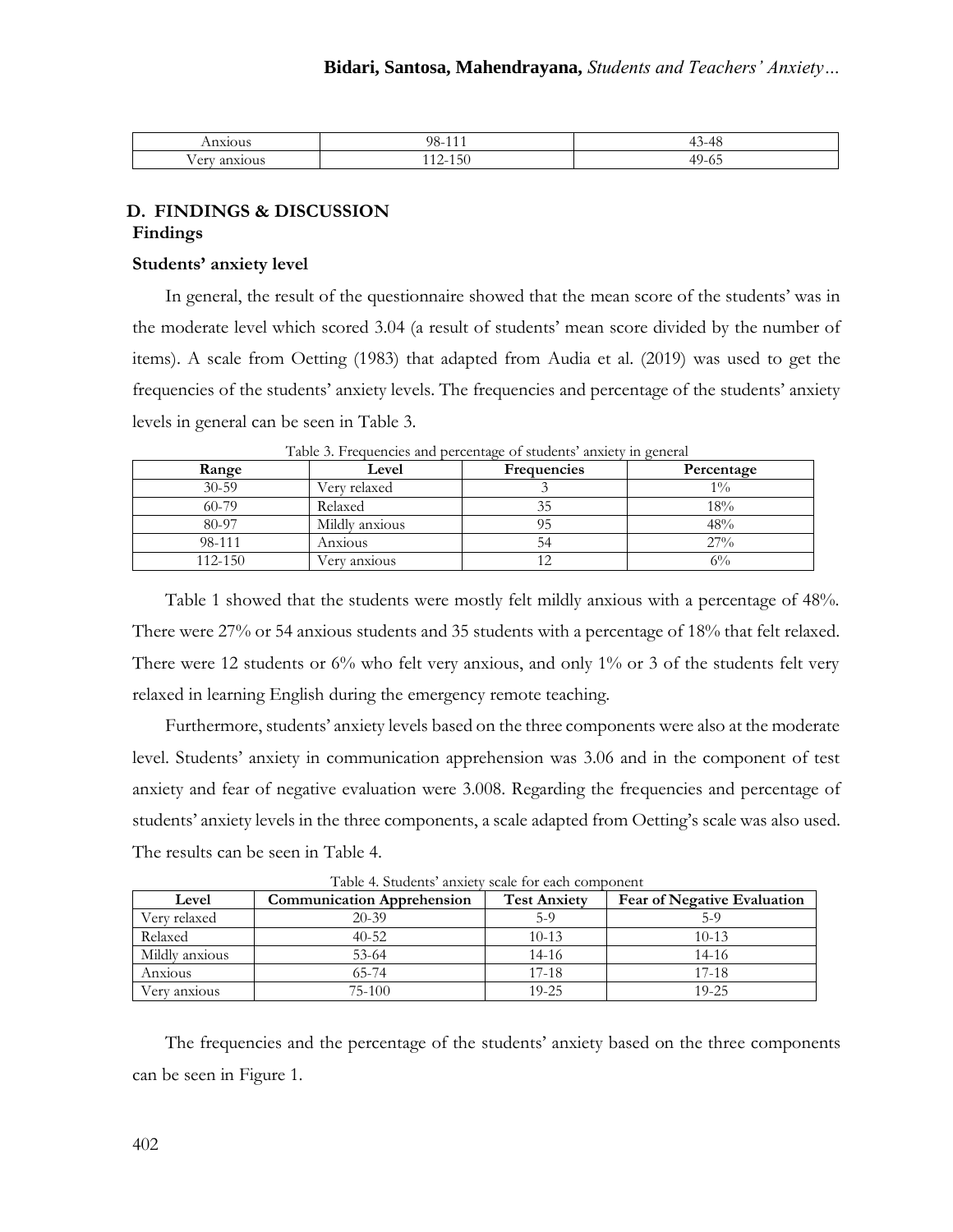| Anxious | 98-111 | 43-48 |
|---|---|---|
| Very anxious | 112-150 | 49-65 |

## D. FINDINGS & DISCUSSION

### Findings

#### Students' anxiety level

In general, the result of the questionnaire showed that the mean score of the students' was in the moderate level which scored 3.04 (a result of students' mean score divided by the number of items). A scale from Oetting (1983) that adapted from Audia et al. (2019) was used to get the frequencies of the students' anxiety levels. The frequencies and percentage of the students' anxiety levels in general can be seen in Table 3.

Table 3. Frequencies and percentage of students' anxiety in general

| Range | Level | Frequencies | Percentage |
|---|---|---|---|
| 30-59 | Very relaxed | 3 | 1% |
| 60-79 | Relaxed | 35 | 18% |
| 80-97 | Mildly anxious | 95 | 48% |
| 98-111 | Anxious | 54 | 27% |
| 112-150 | Very anxious | 12 | 6% |

Table 1 showed that the students were mostly felt mildly anxious with a percentage of 48%. There were 27% or 54 anxious students and 35 students with a percentage of 18% that felt relaxed. There were 12 students or 6% who felt very anxious, and only 1% or 3 of the students felt very relaxed in learning English during the emergency remote teaching.

Furthermore, students' anxiety levels based on the three components were also at the moderate level. Students' anxiety in communication apprehension was 3.06 and in the component of test anxiety and fear of negative evaluation were 3.008. Regarding the frequencies and percentage of students' anxiety levels in the three components, a scale adapted from Oetting's scale was also used. The results can be seen in Table 4.

Table 4. Students' anxiety scale for each component

| Level | Communication Apprehension | Test Anxiety | Fear of Negative Evaluation |
|---|---|---|---|
| Very relaxed | 20-39 | 5-9 | 5-9 |
| Relaxed | 40-52 | 10-13 | 10-13 |
| Mildly anxious | 53-64 | 14-16 | 14-16 |
| Anxious | 65-74 | 17-18 | 17-18 |
| Very anxious | 75-100 | 19-25 | 19-25 |

The frequencies and the percentage of the students' anxiety based on the three components can be seen in Figure 1.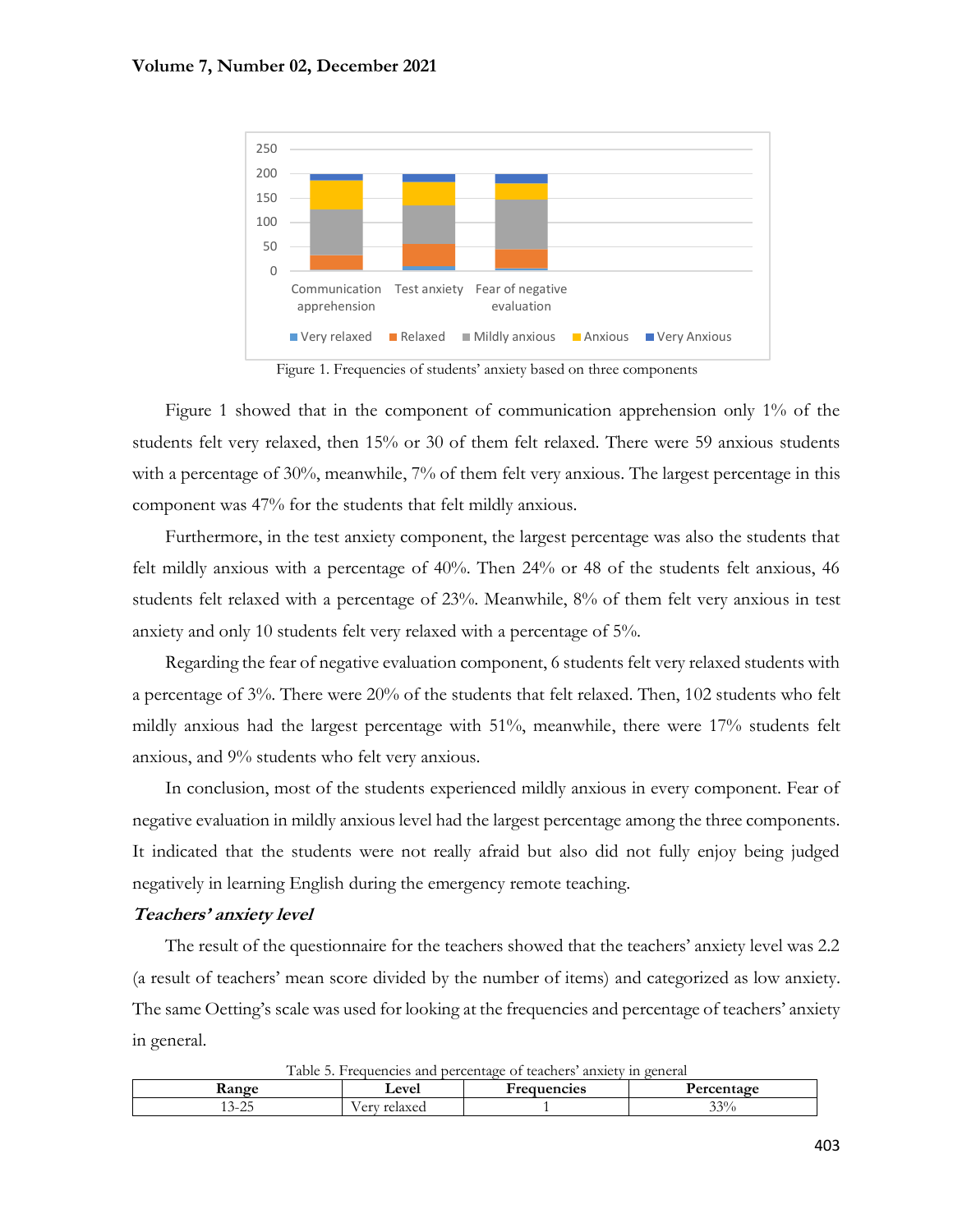Figure 1. Frequencies of students' anxiety based on three components

Figure 1 showed that in the component of communication apprehension only 1% of the students felt very relaxed, then 15% or 30 of them felt relaxed. There were 59 anxious students with a percentage of 30%, meanwhile, 7% of them felt very anxious. The largest percentage in this component was 47% for the students that felt mildly anxious.

Furthermore, in the test anxiety component, the largest percentage was also the students that felt mildly anxious with a percentage of 40%. Then 24% or 48 of the students felt anxious, 46 students felt relaxed with a percentage of 23%. Meanwhile, 8% of them felt very anxious in test anxiety and only 10 students felt very relaxed with a percentage of 5%.

Regarding the fear of negative evaluation component, 6 students felt very relaxed students with a percentage of 3%. There were 20% of the students that felt relaxed. Then, 102 students who felt mildly anxious had the largest percentage with 51%, meanwhile, there were 17% students felt anxious, and 9% students who felt very anxious.

In conclusion, most of the students experienced mildly anxious in every component. Fear of negative evaluation in mildly anxious level had the largest percentage among the three components. It indicated that the students were not really afraid but also did not fully enjoy being judged negatively in learning English during the emergency remote teaching.

***Teachers' anxiety level***

The result of the questionnaire for the teachers showed that the teachers' anxiety level was 2.2 (a result of teachers' mean score divided by the number of items) and categorized as low anxiety. The same Oetting's scale was used for looking at the frequencies and percentage of teachers' anxiety in general.

Table 5. Frequencies and percentage of teachers' anxiety in general

| Range | Level | Frequencies | Percentage |
|---|---|---|---|
| 13-25 | Very relaxed | 1 | 33% |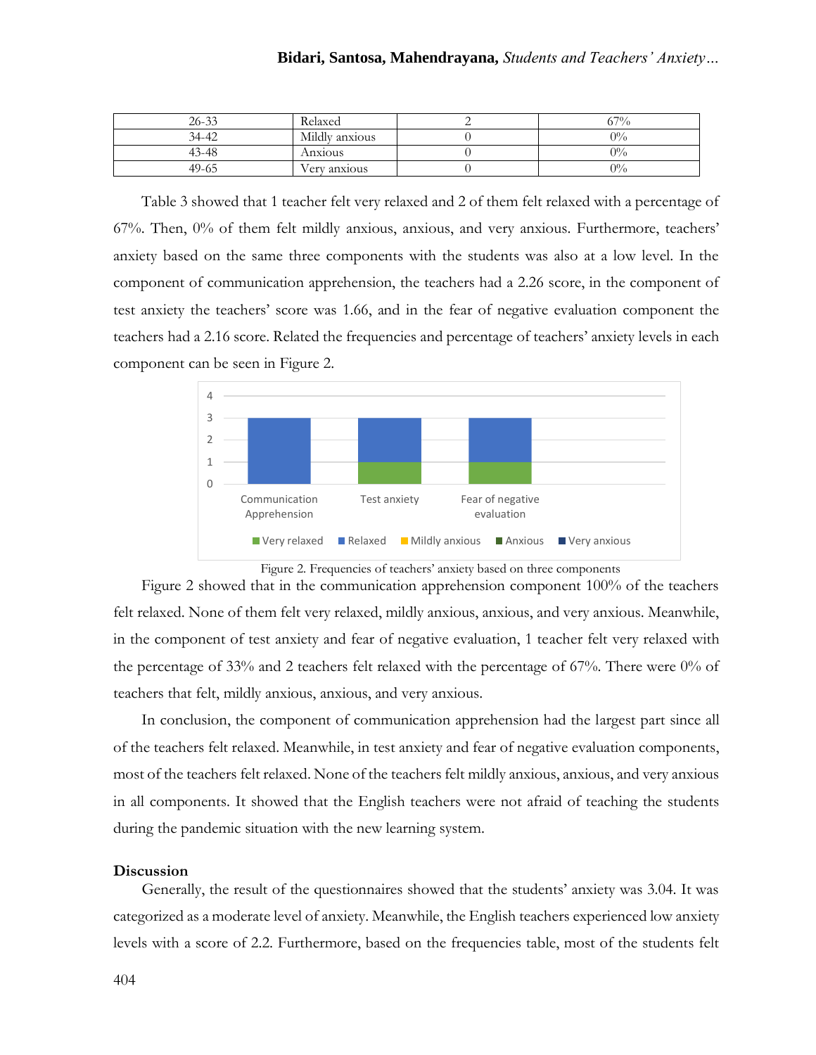| 26-33 | Relaxed | 2 | 67% |
|---|---|---|---|
| 34-42 | Mildly anxious | 0 | 0% |
| 43-48 | Anxious | 0 | 0% |
| 49-65 | Very anxious | 0 | 0% |

Table 3 showed that 1 teacher felt very relaxed and 2 of them felt relaxed with a percentage of 67%. Then, 0% of them felt mildly anxious, anxious, and very anxious. Furthermore, teachers' anxiety based on the same three components with the students was also at a low level. In the component of communication apprehension, the teachers had a 2.26 score, in the component of test anxiety the teachers' score was 1.66, and in the fear of negative evaluation component the teachers had a 2.16 score. Related the frequencies and percentage of teachers' anxiety levels in each component can be seen in Figure 2.

Figure 2. Frequencies of teachers' anxiety based on three components

Figure 2 showed that in the communication apprehension component 100% of the teachers felt relaxed. None of them felt very relaxed, mildly anxious, anxious, and very anxious. Meanwhile, in the component of test anxiety and fear of negative evaluation, 1 teacher felt very relaxed with the percentage of 33% and 2 teachers felt relaxed with the percentage of 67%. There were 0% of teachers that felt, mildly anxious, anxious, and very anxious.

In conclusion, the component of communication apprehension had the largest part since all of the teachers felt relaxed. Meanwhile, in test anxiety and fear of negative evaluation components, most of the teachers felt relaxed. None of the teachers felt mildly anxious, anxious, and very anxious in all components. It showed that the English teachers were not afraid of teaching the students during the pandemic situation with the new learning system.

## Discussion

Generally, the result of the questionnaires showed that the students' anxiety was 3.04. It was categorized as a moderate level of anxiety. Meanwhile, the English teachers experienced low anxiety levels with a score of 2.2. Furthermore, based on the frequencies table, most of the students felt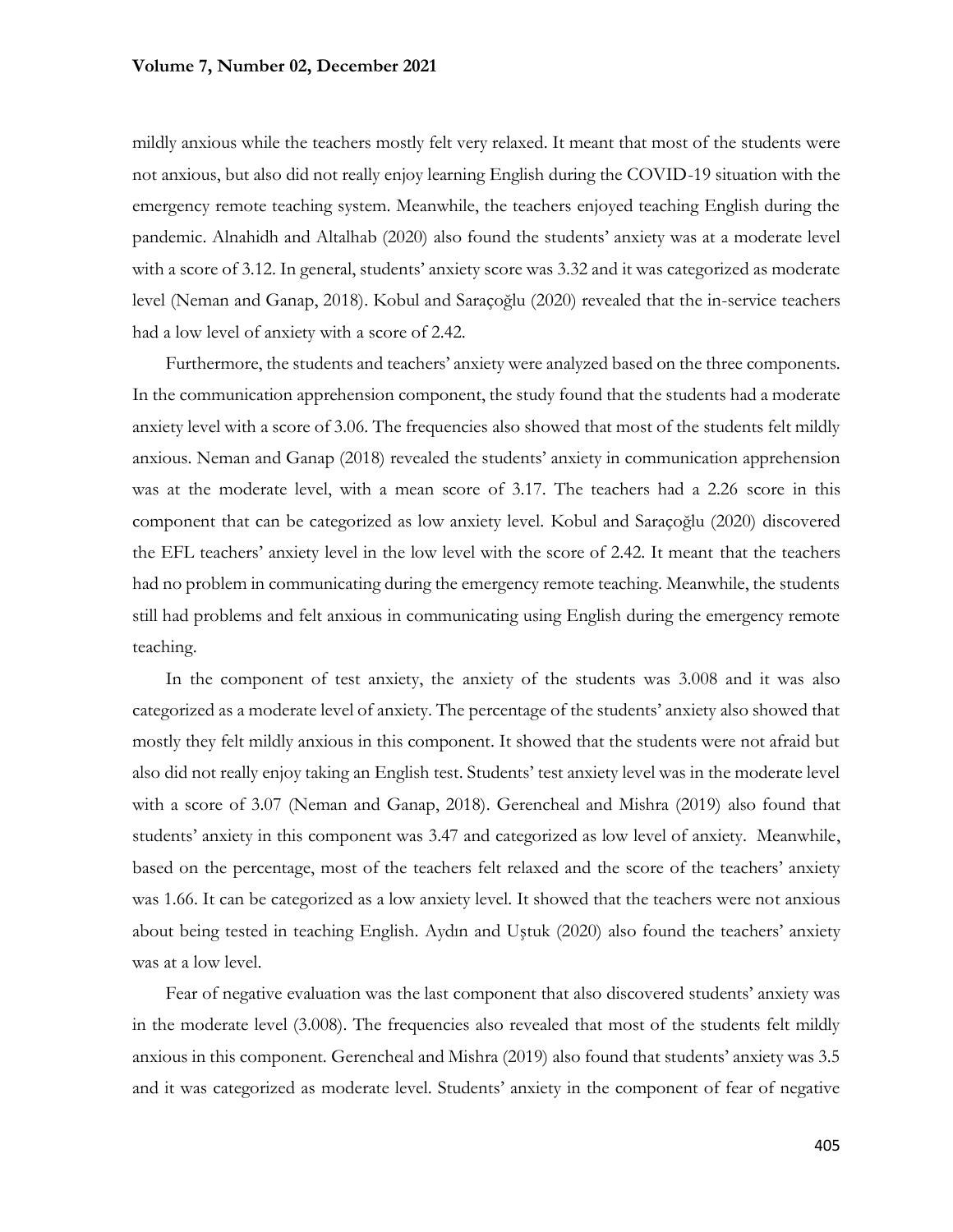mildly anxious while the teachers mostly felt very relaxed. It meant that most of the students were not anxious, but also did not really enjoy learning English during the COVID-19 situation with the emergency remote teaching system. Meanwhile, the teachers enjoyed teaching English during the pandemic. Alnahidh and Altalhab (2020) also found the students' anxiety was at a moderate level with a score of 3.12. In general, students' anxiety score was 3.32 and it was categorized as moderate level (Neman and Ganap, 2018). Kobul and Saraçoğlu (2020) revealed that the in-service teachers had a low level of anxiety with a score of 2.42.

Furthermore, the students and teachers' anxiety were analyzed based on the three components. In the communication apprehension component, the study found that the students had a moderate anxiety level with a score of 3.06. The frequencies also showed that most of the students felt mildly anxious. Neman and Ganap (2018) revealed the students' anxiety in communication apprehension was at the moderate level, with a mean score of 3.17. The teachers had a 2.26 score in this component that can be categorized as low anxiety level. Kobul and Saraçoğlu (2020) discovered the EFL teachers' anxiety level in the low level with the score of 2.42. It meant that the teachers had no problem in communicating during the emergency remote teaching. Meanwhile, the students still had problems and felt anxious in communicating using English during the emergency remote teaching.

In the component of test anxiety, the anxiety of the students was 3.008 and it was also categorized as a moderate level of anxiety. The percentage of the students' anxiety also showed that mostly they felt mildly anxious in this component. It showed that the students were not afraid but also did not really enjoy taking an English test. Students' test anxiety level was in the moderate level with a score of 3.07 (Neman and Ganap, 2018). Gerencheal and Mishra (2019) also found that students' anxiety in this component was 3.47 and categorized as low level of anxiety. Meanwhile, based on the percentage, most of the teachers felt relaxed and the score of the teachers' anxiety was 1.66. It can be categorized as a low anxiety level. It showed that the teachers were not anxious about being tested in teaching English. Aydın and Uştuk (2020) also found the teachers' anxiety was at a low level.

Fear of negative evaluation was the last component that also discovered students' anxiety was in the moderate level (3.008). The frequencies also revealed that most of the students felt mildly anxious in this component. Gerencheal and Mishra (2019) also found that students' anxiety was 3.5 and it was categorized as moderate level. Students' anxiety in the component of fear of negative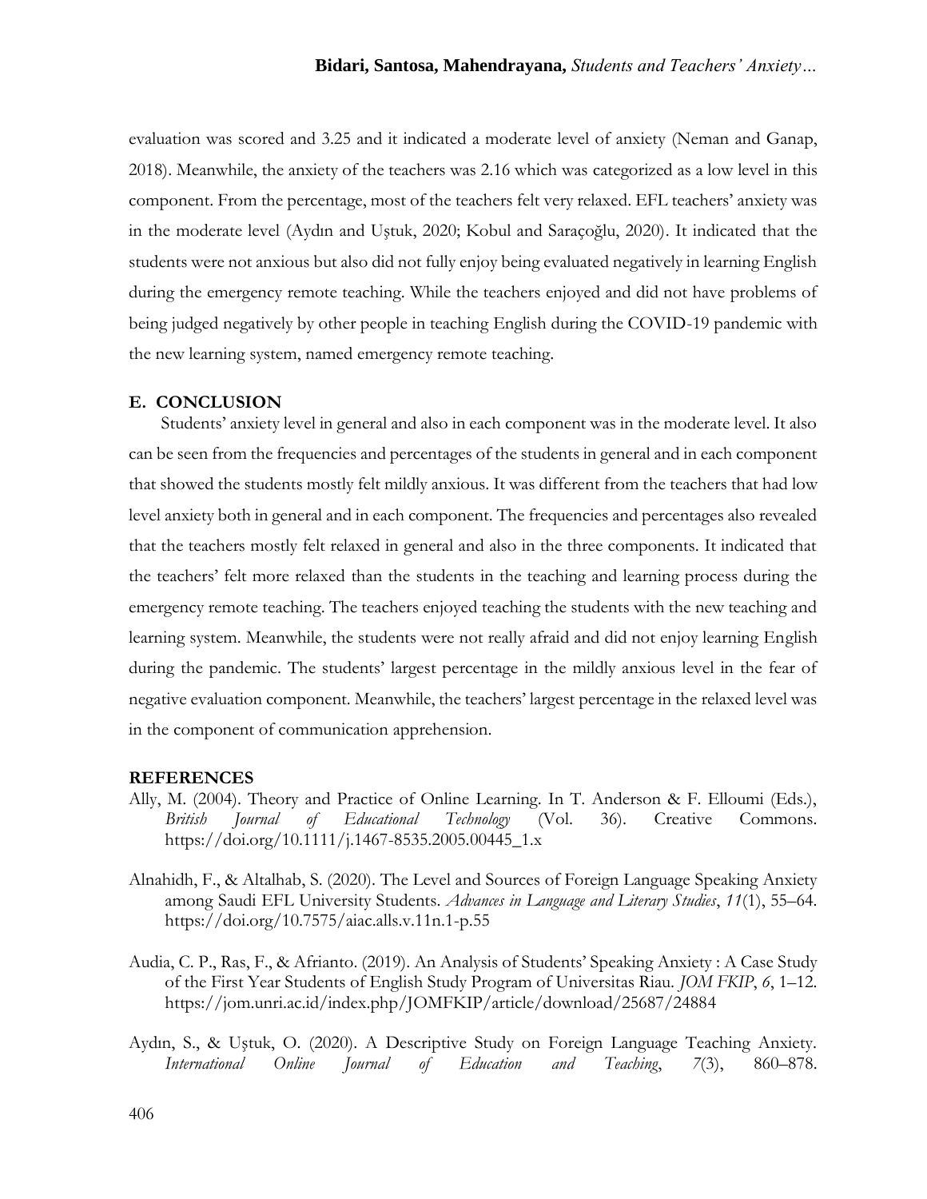evaluation was scored and 3.25 and it indicated a moderate level of anxiety (Neman and Ganap, 2018). Meanwhile, the anxiety of the teachers was 2.16 which was categorized as a low level in this component. From the percentage, most of the teachers felt very relaxed. EFL teachers' anxiety was in the moderate level (Aydın and Uştuk, 2020; Kobul and Saraçoğlu, 2020). It indicated that the students were not anxious but also did not fully enjoy being evaluated negatively in learning English during the emergency remote teaching. While the teachers enjoyed and did not have problems of being judged negatively by other people in teaching English during the COVID-19 pandemic with the new learning system, named emergency remote teaching.

## E. CONCLUSION

Students' anxiety level in general and also in each component was in the moderate level. It also can be seen from the frequencies and percentages of the students in general and in each component that showed the students mostly felt mildly anxious. It was different from the teachers that had low level anxiety both in general and in each component. The frequencies and percentages also revealed that the teachers mostly felt relaxed in general and also in the three components. It indicated that the teachers' felt more relaxed than the students in the teaching and learning process during the emergency remote teaching. The teachers enjoyed teaching the students with the new teaching and learning system. Meanwhile, the students were not really afraid and did not enjoy learning English during the pandemic. The students' largest percentage in the mildly anxious level in the fear of negative evaluation component. Meanwhile, the teachers' largest percentage in the relaxed level was in the component of communication apprehension.

## REFERENCES

Ally, M. (2004). Theory and Practice of Online Learning. In T. Anderson & F. Elloumi (Eds.), *British Journal of Educational Technology* (Vol. 36). Creative Commons. https://doi.org/10.1111/j.1467-8535.2005.00445_1.x

Alnahidh, F., & Altalhab, S. (2020). The Level and Sources of Foreign Language Speaking Anxiety among Saudi EFL University Students. *Advances in Language and Literary Studies*, *11*(1), 55–64. https://doi.org/10.7575/aiac.alls.v.11n.1-p.55

Audia, C. P., Ras, F., & Afrianto. (2019). An Analysis of Students' Speaking Anxiety : A Case Study of the First Year Students of English Study Program of Universitas Riau. *JOM FKIP*, *6*, 1–12. https://jom.unri.ac.id/index.php/JOMFKIP/article/download/25687/24884

Aydın, S., & Uştuk, O. (2020). A Descriptive Study on Foreign Language Teaching Anxiety. *International Online Journal of Education and Teaching*, *7*(3), 860–878.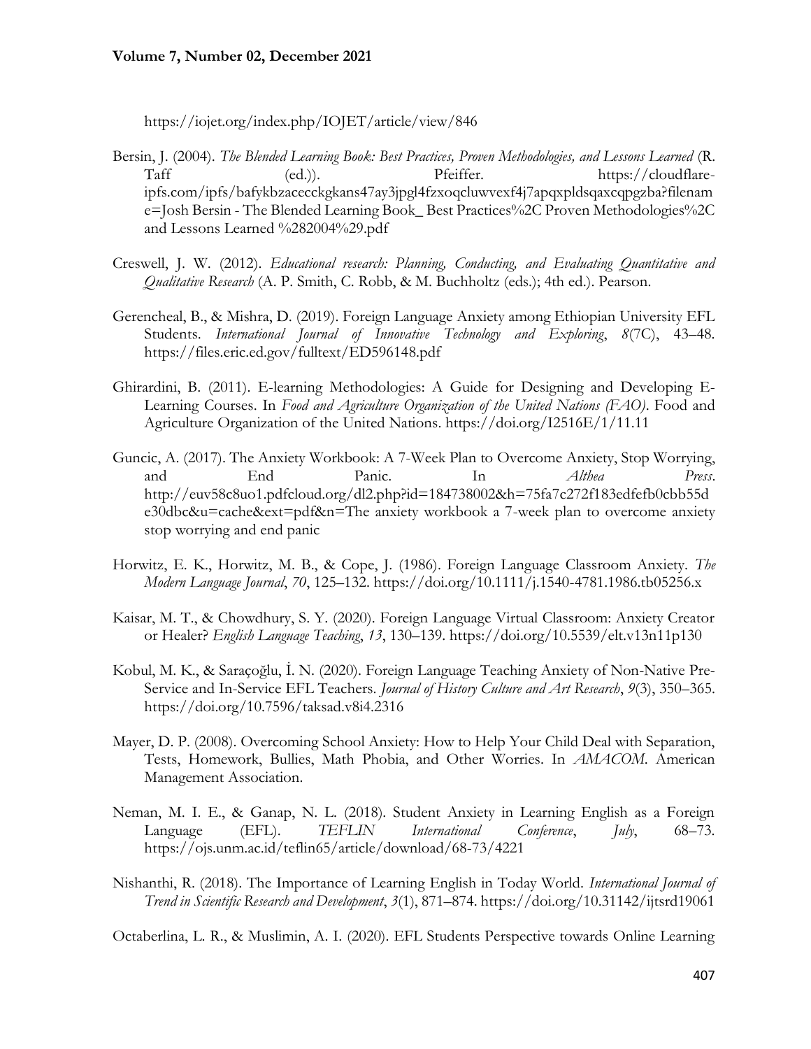https://iojet.org/index.php/IOJET/article/view/846

Bersin, J. (2004). *The Blended Learning Book: Best Practices, Proven Methodologies, and Lessons Learned* (R. Taff (ed.)). Pfeiffer. https://cloudflare-ipfs.com/ipfs/bafykbzacecckgkans47ay3jpgl4fzxoqcluwvexf4j7apqxpldsqaxcqpgzba?filename=Josh Bersin - The Blended Learning Book_ Best Practices%2C Proven Methodologies%2C and Lessons Learned %282004%29.pdf

Creswell, J. W. (2012). *Educational research: Planning, Conducting, and Evaluating Quantitative and Qualitative Research* (A. P. Smith, C. Robb, & M. Buchholtz (eds.); 4th ed.). Pearson.

Gerencheal, B., & Mishra, D. (2019). Foreign Language Anxiety among Ethiopian University EFL Students. *International Journal of Innovative Technology and Exploring*, *8*(7C), 43–48. https://files.eric.ed.gov/fulltext/ED596148.pdf

Ghirardini, B. (2011). E-learning Methodologies: A Guide for Designing and Developing E-Learning Courses. In *Food and Agriculture Organization of the United Nations (FAO)*. Food and Agriculture Organization of the United Nations. https://doi.org/I2516E/1/11.11

Guncic, A. (2017). The Anxiety Workbook: A 7-Week Plan to Overcome Anxiety, Stop Worrying, and End Panic. In *Althea Press*. http://euv58c8uo1.pdfcloud.org/dl2.php?id=184738002&h=75fa7c272f183edfefb0cbb55de30dbc&u=cache&ext=pdf&n=The anxiety workbook a 7-week plan to overcome anxiety stop worrying and end panic

Horwitz, E. K., Horwitz, M. B., & Cope, J. (1986). Foreign Language Classroom Anxiety. *The Modern Language Journal*, *70*, 125–132. https://doi.org/10.1111/j.1540-4781.1986.tb05256.x

Kaisar, M. T., & Chowdhury, S. Y. (2020). Foreign Language Virtual Classroom: Anxiety Creator or Healer? *English Language Teaching*, *13*, 130–139. https://doi.org/10.5539/elt.v13n11p130

Kobul, M. K., & Saraçoğlu, İ. N. (2020). Foreign Language Teaching Anxiety of Non-Native Pre-Service and In-Service EFL Teachers. *Journal of History Culture and Art Research*, *9*(3), 350–365. https://doi.org/10.7596/taksad.v8i4.2316

Mayer, D. P. (2008). Overcoming School Anxiety: How to Help Your Child Deal with Separation, Tests, Homework, Bullies, Math Phobia, and Other Worries. In *AMACOM*. American Management Association.

Neman, M. I. E., & Ganap, N. L. (2018). Student Anxiety in Learning English as a Foreign Language (EFL). *TEFLIN International Conference*, *July*, 68–73. https://ojs.unm.ac.id/teflin65/article/download/68-73/4221

Nishanthi, R. (2018). The Importance of Learning English in Today World. *International Journal of Trend in Scientific Research and Development*, *3*(1), 871–874. https://doi.org/10.31142/ijtsrd19061

Octaberlina, L. R., & Muslimin, A. I. (2020). EFL Students Perspective towards Online Learning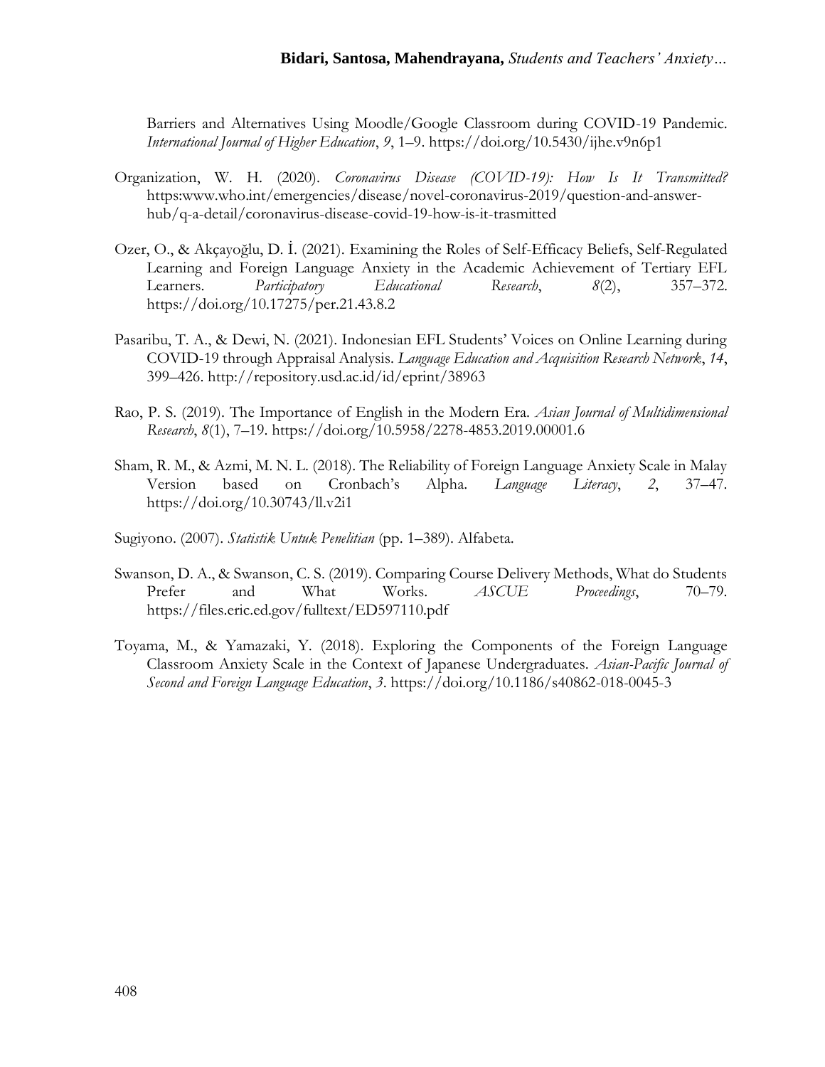Barriers and Alternatives Using Moodle/Google Classroom during COVID-19 Pandemic. *International Journal of Higher Education*, *9*, 1–9. https://doi.org/10.5430/ijhe.v9n6p1

Organization, W. H. (2020). *Coronavirus Disease (COVID-19): How Is It Transmitted?* https:www.who.int/emergencies/disease/novel-coronavirus-2019/question-and-answer-hub/q-a-detail/coronavirus-disease-covid-19-how-is-it-trasmitted

Ozer, O., & Akçayoğlu, D. İ. (2021). Examining the Roles of Self-Efficacy Beliefs, Self-Regulated Learning and Foreign Language Anxiety in the Academic Achievement of Tertiary EFL Learners. *Participatory Educational Research*, *8*(2), 357–372. https://doi.org/10.17275/per.21.43.8.2

Pasaribu, T. A., & Dewi, N. (2021). Indonesian EFL Students' Voices on Online Learning during COVID-19 through Appraisal Analysis. *Language Education and Acquisition Research Network*, *14*, 399–426. http://repository.usd.ac.id/id/eprint/38963

Rao, P. S. (2019). The Importance of English in the Modern Era. *Asian Journal of Multidimensional Research*, *8*(1), 7–19. https://doi.org/10.5958/2278-4853.2019.00001.6

Sham, R. M., & Azmi, M. N. L. (2018). The Reliability of Foreign Language Anxiety Scale in Malay Version based on Cronbach's Alpha. *Language Literacy*, *2*, 37–47. https://doi.org/10.30743/ll.v2i1

Sugiyono. (2007). *Statistik Untuk Penelitian* (pp. 1–389). Alfabeta.

Swanson, D. A., & Swanson, C. S. (2019). Comparing Course Delivery Methods, What do Students Prefer and What Works. *ASCUE Proceedings*, 70–79. https://files.eric.ed.gov/fulltext/ED597110.pdf

Toyama, M., & Yamazaki, Y. (2018). Exploring the Components of the Foreign Language Classroom Anxiety Scale in the Context of Japanese Undergraduates. *Asian-Pacific Journal of Second and Foreign Language Education*, *3*. https://doi.org/10.1186/s40862-018-0045-3